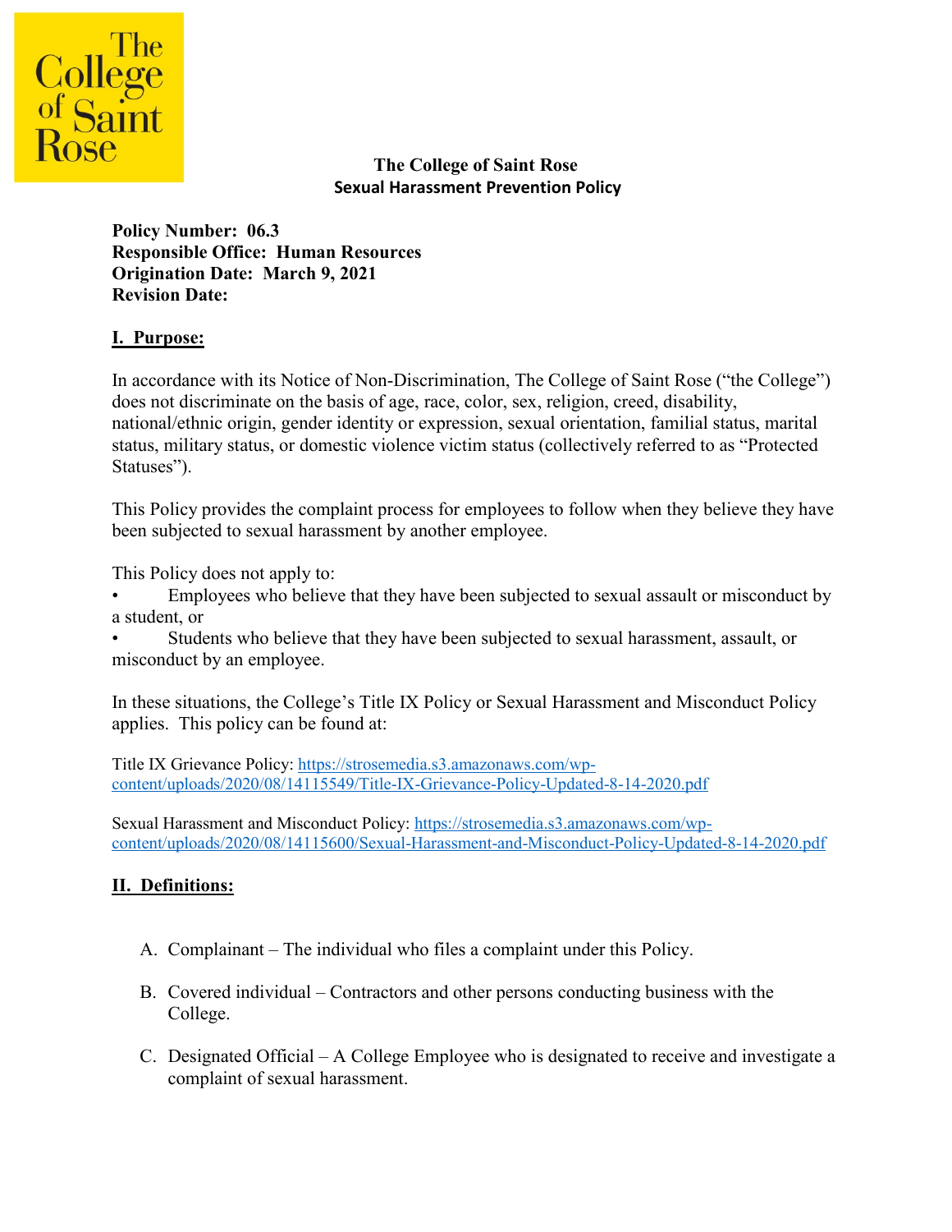# The College of Saint Rose
## Sexual Harassment Prevention Policy

**Policy Number: 06.3**
**Responsible Office: Human Resources**
**Origination Date: March 9, 2021**
**Revision Date:**

## I. Purpose:

In accordance with its Notice of Non-Discrimination, The College of Saint Rose ("the College") does not discriminate on the basis of age, race, color, sex, religion, creed, disability, national/ethnic origin, gender identity or expression, sexual orientation, familial status, marital status, military status, or domestic violence victim status (collectively referred to as "Protected Statuses").

This Policy provides the complaint process for employees to follow when they believe they have been subjected to sexual harassment by another employee.

This Policy does not apply to:

- Employees who believe that they have been subjected to sexual assault or misconduct by a student, or
- Students who believe that they have been subjected to sexual harassment, assault, or misconduct by an employee.

In these situations, the College's Title IX Policy or Sexual Harassment and Misconduct Policy applies. This policy can be found at:

Title IX Grievance Policy: https://strosemedia.s3.amazonaws.com/wp-content/uploads/2020/08/14115549/Title-IX-Grievance-Policy-Updated-8-14-2020.pdf

Sexual Harassment and Misconduct Policy: https://strosemedia.s3.amazonaws.com/wp-content/uploads/2020/08/14115600/Sexual-Harassment-and-Misconduct-Policy-Updated-8-14-2020.pdf

## II. Definitions:

A. Complainant – The individual who files a complaint under this Policy.

B. Covered individual – Contractors and other persons conducting business with the College.

C. Designated Official – A College Employee who is designated to receive and investigate a complaint of sexual harassment.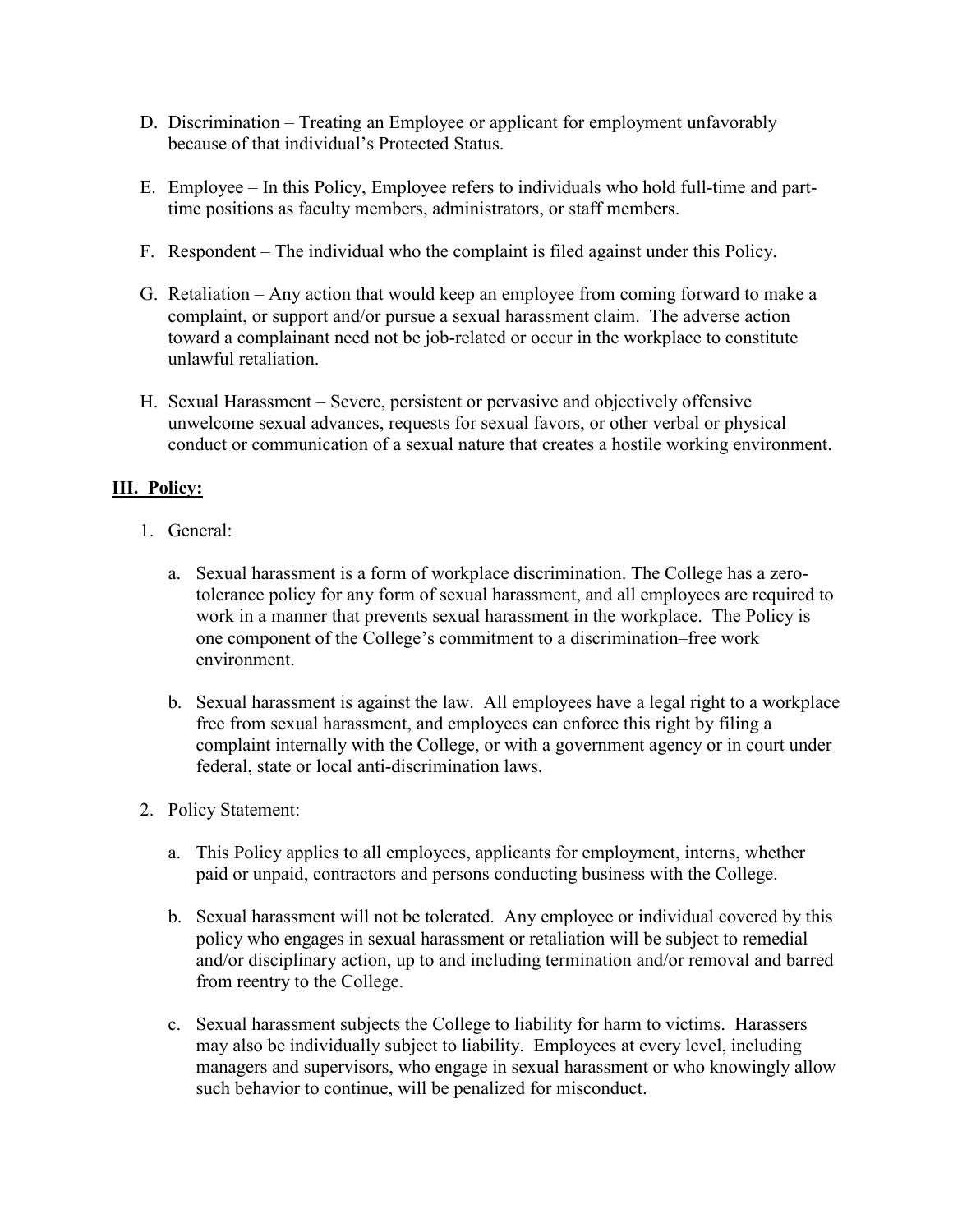D. Discrimination – Treating an Employee or applicant for employment unfavorably because of that individual's Protected Status.

E. Employee – In this Policy, Employee refers to individuals who hold full-time and part-time positions as faculty members, administrators, or staff members.

F. Respondent – The individual who the complaint is filed against under this Policy.

G. Retaliation – Any action that would keep an employee from coming forward to make a complaint, or support and/or pursue a sexual harassment claim. The adverse action toward a complainant need not be job-related or occur in the workplace to constitute unlawful retaliation.

H. Sexual Harassment – Severe, persistent or pervasive and objectively offensive unwelcome sexual advances, requests for sexual favors, or other verbal or physical conduct or communication of a sexual nature that creates a hostile working environment.

## III. Policy:

1. General:

   a. Sexual harassment is a form of workplace discrimination. The College has a zero-tolerance policy for any form of sexual harassment, and all employees are required to work in a manner that prevents sexual harassment in the workplace. The Policy is one component of the College's commitment to a discrimination–free work environment.

   b. Sexual harassment is against the law. All employees have a legal right to a workplace free from sexual harassment, and employees can enforce this right by filing a complaint internally with the College, or with a government agency or in court under federal, state or local anti-discrimination laws.

2. Policy Statement:

   a. This Policy applies to all employees, applicants for employment, interns, whether paid or unpaid, contractors and persons conducting business with the College.

   b. Sexual harassment will not be tolerated. Any employee or individual covered by this policy who engages in sexual harassment or retaliation will be subject to remedial and/or disciplinary action, up to and including termination and/or removal and barred from reentry to the College.

   c. Sexual harassment subjects the College to liability for harm to victims. Harassers may also be individually subject to liability. Employees at every level, including managers and supervisors, who engage in sexual harassment or who knowingly allow such behavior to continue, will be penalized for misconduct.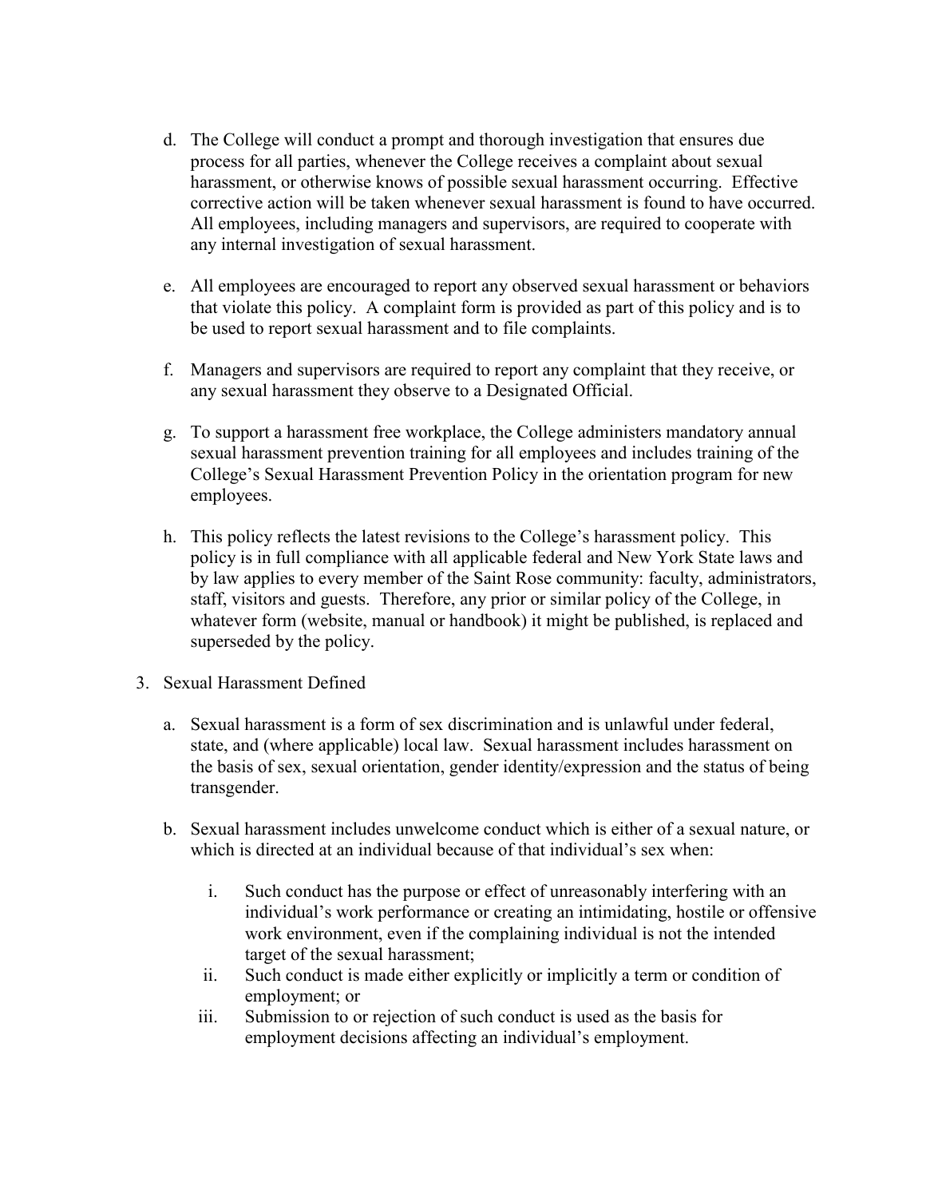d. The College will conduct a prompt and thorough investigation that ensures due process for all parties, whenever the College receives a complaint about sexual harassment, or otherwise knows of possible sexual harassment occurring. Effective corrective action will be taken whenever sexual harassment is found to have occurred. All employees, including managers and supervisors, are required to cooperate with any internal investigation of sexual harassment.

e. All employees are encouraged to report any observed sexual harassment or behaviors that violate this policy. A complaint form is provided as part of this policy and is to be used to report sexual harassment and to file complaints.

f. Managers and supervisors are required to report any complaint that they receive, or any sexual harassment they observe to a Designated Official.

g. To support a harassment free workplace, the College administers mandatory annual sexual harassment prevention training for all employees and includes training of the College's Sexual Harassment Prevention Policy in the orientation program for new employees.

h. This policy reflects the latest revisions to the College's harassment policy. This policy is in full compliance with all applicable federal and New York State laws and by law applies to every member of the Saint Rose community: faculty, administrators, staff, visitors and guests. Therefore, any prior or similar policy of the College, in whatever form (website, manual or handbook) it might be published, is replaced and superseded by the policy.

3. Sexual Harassment Defined

   a. Sexual harassment is a form of sex discrimination and is unlawful under federal, state, and (where applicable) local law. Sexual harassment includes harassment on the basis of sex, sexual orientation, gender identity/expression and the status of being transgender.

   b. Sexual harassment includes unwelcome conduct which is either of a sexual nature, or which is directed at an individual because of that individual's sex when:

      i. Such conduct has the purpose or effect of unreasonably interfering with an individual's work performance or creating an intimidating, hostile or offensive work environment, even if the complaining individual is not the intended target of the sexual harassment;
      ii. Such conduct is made either explicitly or implicitly a term or condition of employment; or
      iii. Submission to or rejection of such conduct is used as the basis for employment decisions affecting an individual's employment.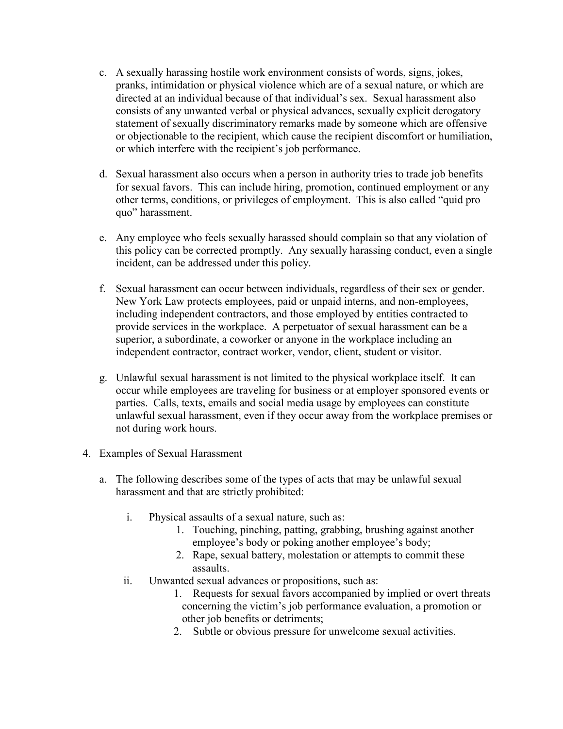c. A sexually harassing hostile work environment consists of words, signs, jokes, pranks, intimidation or physical violence which are of a sexual nature, or which are directed at an individual because of that individual's sex. Sexual harassment also consists of any unwanted verbal or physical advances, sexually explicit derogatory statement of sexually discriminatory remarks made by someone which are offensive or objectionable to the recipient, which cause the recipient discomfort or humiliation, or which interfere with the recipient's job performance.

d. Sexual harassment also occurs when a person in authority tries to trade job benefits for sexual favors. This can include hiring, promotion, continued employment or any other terms, conditions, or privileges of employment. This is also called "quid pro quo" harassment.

e. Any employee who feels sexually harassed should complain so that any violation of this policy can be corrected promptly. Any sexually harassing conduct, even a single incident, can be addressed under this policy.

f. Sexual harassment can occur between individuals, regardless of their sex or gender. New York Law protects employees, paid or unpaid interns, and non-employees, including independent contractors, and those employed by entities contracted to provide services in the workplace. A perpetuator of sexual harassment can be a superior, a subordinate, a coworker or anyone in the workplace including an independent contractor, contract worker, vendor, client, student or visitor.

g. Unlawful sexual harassment is not limited to the physical workplace itself. It can occur while employees are traveling for business or at employer sponsored events or parties. Calls, texts, emails and social media usage by employees can constitute unlawful sexual harassment, even if they occur away from the workplace premises or not during work hours.

4. Examples of Sexual Harassment

   a. The following describes some of the types of acts that may be unlawful sexual harassment and that are strictly prohibited:

      i. Physical assaults of a sexual nature, such as:
         1. Touching, pinching, patting, grabbing, brushing against another employee's body or poking another employee's body;
         2. Rape, sexual battery, molestation or attempts to commit these assaults.

      ii. Unwanted sexual advances or propositions, such as:
         1. Requests for sexual favors accompanied by implied or overt threats concerning the victim's job performance evaluation, a promotion or other job benefits or detriments;
         2. Subtle or obvious pressure for unwelcome sexual activities.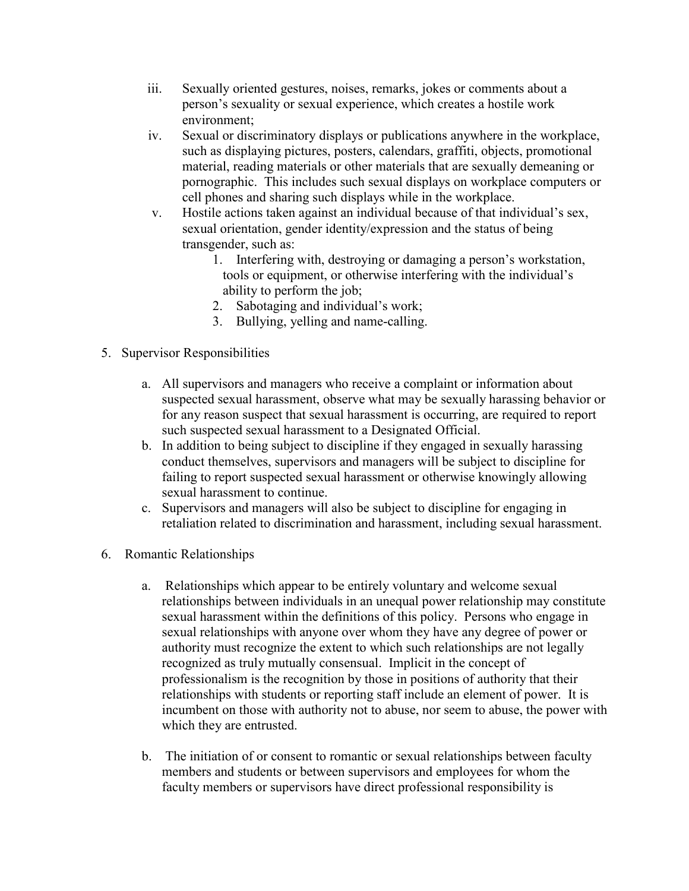iii. Sexually oriented gestures, noises, remarks, jokes or comments about a person's sexuality or sexual experience, which creates a hostile work environment;

iv. Sexual or discriminatory displays or publications anywhere in the workplace, such as displaying pictures, posters, calendars, graffiti, objects, promotional material, reading materials or other materials that are sexually demeaning or pornographic. This includes such sexual displays on workplace computers or cell phones and sharing such displays while in the workplace.

v. Hostile actions taken against an individual because of that individual's sex, sexual orientation, gender identity/expression and the status of being transgender, such as:

   1. Interfering with, destroying or damaging a person's workstation, tools or equipment, or otherwise interfering with the individual's ability to perform the job;
   2. Sabotaging and individual's work;
   3. Bullying, yelling and name-calling.

5. Supervisor Responsibilities

   a. All supervisors and managers who receive a complaint or information about suspected sexual harassment, observe what may be sexually harassing behavior or for any reason suspect that sexual harassment is occurring, are required to report such suspected sexual harassment to a Designated Official.
   b. In addition to being subject to discipline if they engaged in sexually harassing conduct themselves, supervisors and managers will be subject to discipline for failing to report suspected sexual harassment or otherwise knowingly allowing sexual harassment to continue.
   c. Supervisors and managers will also be subject to discipline for engaging in retaliation related to discrimination and harassment, including sexual harassment.

6. Romantic Relationships

   a. Relationships which appear to be entirely voluntary and welcome sexual relationships between individuals in an unequal power relationship may constitute sexual harassment within the definitions of this policy. Persons who engage in sexual relationships with anyone over whom they have any degree of power or authority must recognize the extent to which such relationships are not legally recognized as truly mutually consensual. Implicit in the concept of professionalism is the recognition by those in positions of authority that their relationships with students or reporting staff include an element of power. It is incumbent on those with authority not to abuse, nor seem to abuse, the power with which they are entrusted.

   b. The initiation of or consent to romantic or sexual relationships between faculty members and students or between supervisors and employees for whom the faculty members or supervisors have direct professional responsibility is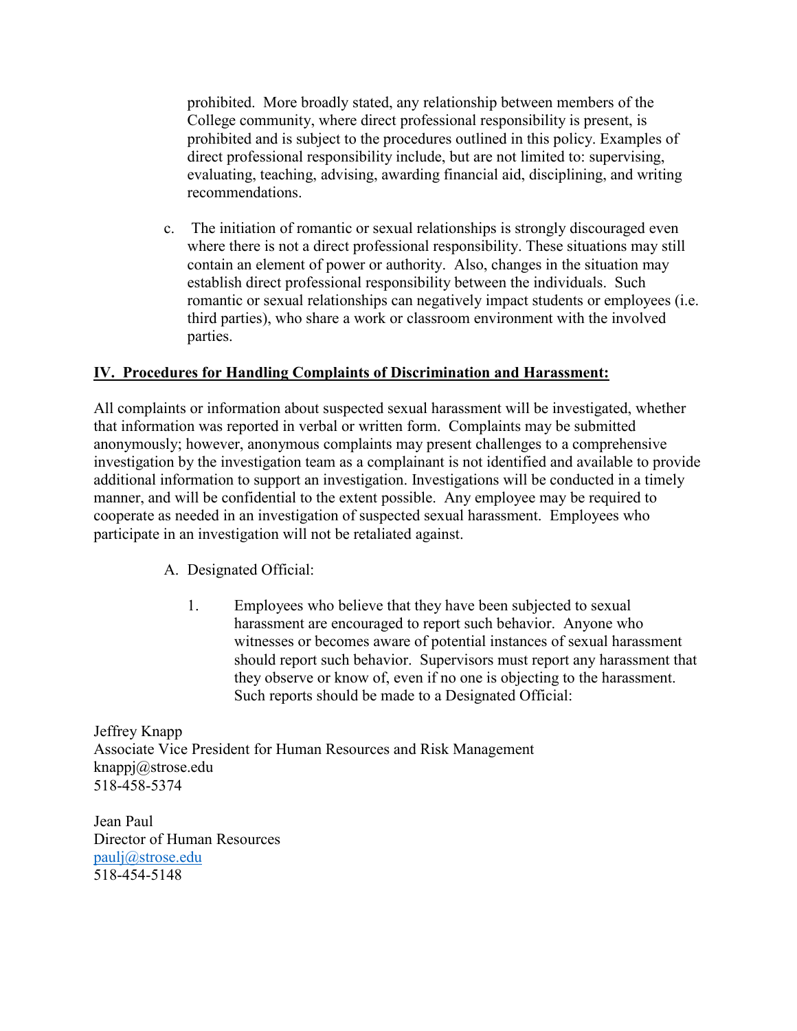prohibited. More broadly stated, any relationship between members of the College community, where direct professional responsibility is present, is prohibited and is subject to the procedures outlined in this policy. Examples of direct professional responsibility include, but are not limited to: supervising, evaluating, teaching, advising, awarding financial aid, disciplining, and writing recommendations.

c. The initiation of romantic or sexual relationships is strongly discouraged even where there is not a direct professional responsibility. These situations may still contain an element of power or authority. Also, changes in the situation may establish direct professional responsibility between the individuals. Such romantic or sexual relationships can negatively impact students or employees (i.e. third parties), who share a work or classroom environment with the involved parties.

## IV. Procedures for Handling Complaints of Discrimination and Harassment:

All complaints or information about suspected sexual harassment will be investigated, whether that information was reported in verbal or written form. Complaints may be submitted anonymously; however, anonymous complaints may present challenges to a comprehensive investigation by the investigation team as a complainant is not identified and available to provide additional information to support an investigation. Investigations will be conducted in a timely manner, and will be confidential to the extent possible. Any employee may be required to cooperate as needed in an investigation of suspected sexual harassment. Employees who participate in an investigation will not be retaliated against.

A. Designated Official:

1. Employees who believe that they have been subjected to sexual harassment are encouraged to report such behavior. Anyone who witnesses or becomes aware of potential instances of sexual harassment should report such behavior. Supervisors must report any harassment that they observe or know of, even if no one is objecting to the harassment. Such reports should be made to a Designated Official:

Jeffrey Knapp
Associate Vice President for Human Resources and Risk Management
knappj@strose.edu
518-458-5374

Jean Paul
Director of Human Resources
paulj@strose.edu
518-454-5148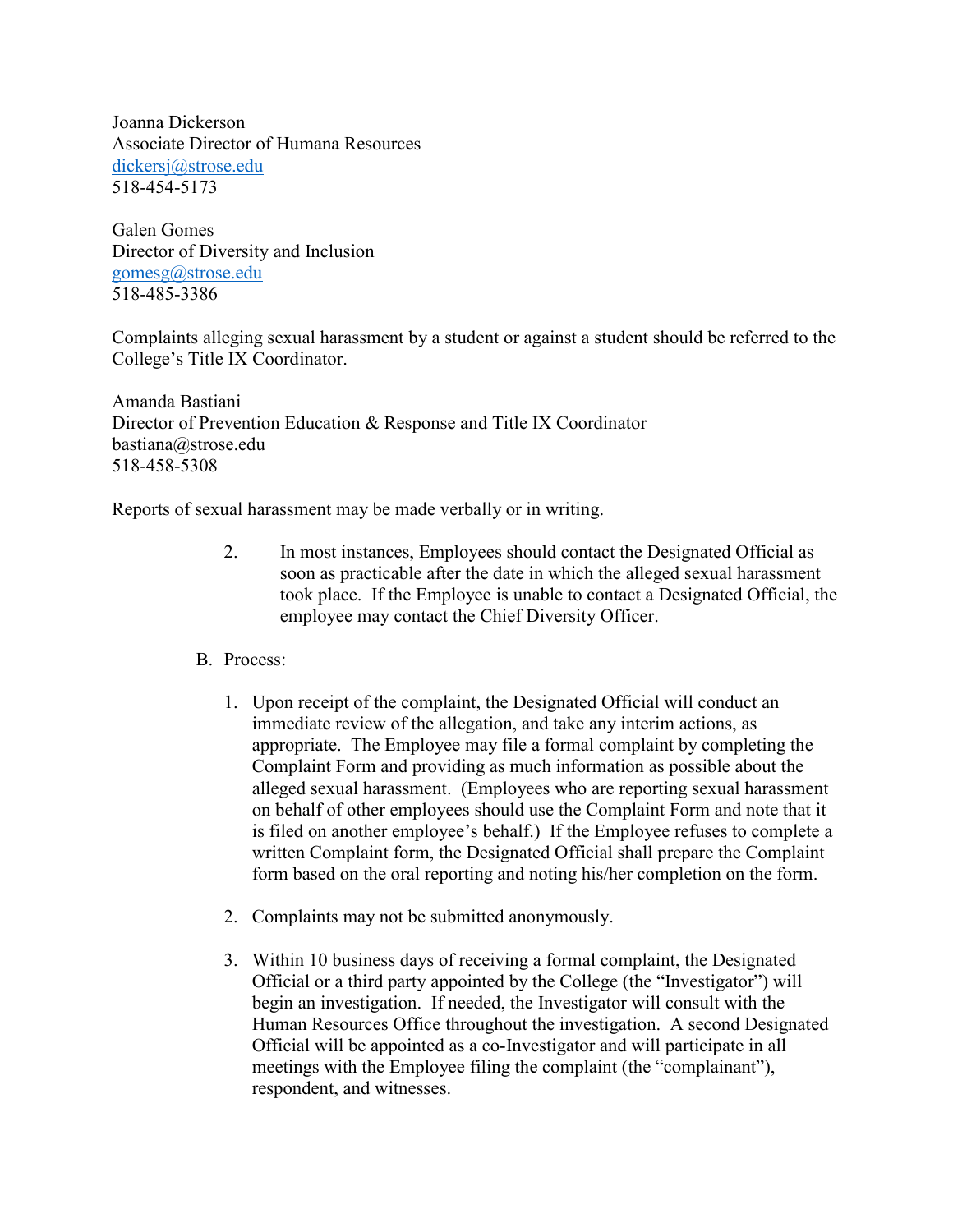Joanna Dickerson
Associate Director of Humana Resources
dickersj@strose.edu
518-454-5173

Galen Gomes
Director of Diversity and Inclusion
gomesg@strose.edu
518-485-3386

Complaints alleging sexual harassment by a student or against a student should be referred to the College's Title IX Coordinator.

Amanda Bastiani
Director of Prevention Education & Response and Title IX Coordinator
bastiana@strose.edu
518-458-5308

Reports of sexual harassment may be made verbally or in writing.

2. In most instances, Employees should contact the Designated Official as soon as practicable after the date in which the alleged sexual harassment took place. If the Employee is unable to contact a Designated Official, the employee may contact the Chief Diversity Officer.

B. Process:

1. Upon receipt of the complaint, the Designated Official will conduct an immediate review of the allegation, and take any interim actions, as appropriate. The Employee may file a formal complaint by completing the Complaint Form and providing as much information as possible about the alleged sexual harassment. (Employees who are reporting sexual harassment on behalf of other employees should use the Complaint Form and note that it is filed on another employee's behalf.) If the Employee refuses to complete a written Complaint form, the Designated Official shall prepare the Complaint form based on the oral reporting and noting his/her completion on the form.

2. Complaints may not be submitted anonymously.

3. Within 10 business days of receiving a formal complaint, the Designated Official or a third party appointed by the College (the "Investigator") will begin an investigation. If needed, the Investigator will consult with the Human Resources Office throughout the investigation. A second Designated Official will be appointed as a co-Investigator and will participate in all meetings with the Employee filing the complaint (the "complainant"), respondent, and witnesses.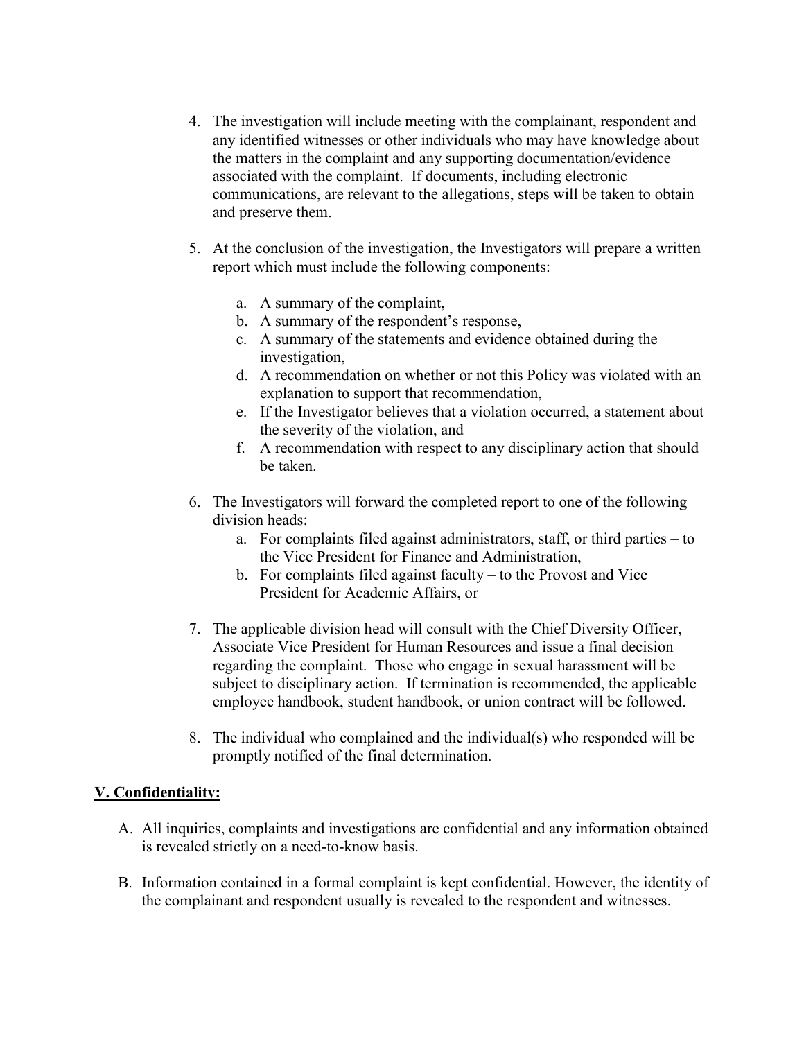4. The investigation will include meeting with the complainant, respondent and any identified witnesses or other individuals who may have knowledge about the matters in the complaint and any supporting documentation/evidence associated with the complaint. If documents, including electronic communications, are relevant to the allegations, steps will be taken to obtain and preserve them.

5. At the conclusion of the investigation, the Investigators will prepare a written report which must include the following components:

   a. A summary of the complaint,
   b. A summary of the respondent's response,
   c. A summary of the statements and evidence obtained during the investigation,
   d. A recommendation on whether or not this Policy was violated with an explanation to support that recommendation,
   e. If the Investigator believes that a violation occurred, a statement about the severity of the violation, and
   f. A recommendation with respect to any disciplinary action that should be taken.

6. The Investigators will forward the completed report to one of the following division heads:
   a. For complaints filed against administrators, staff, or third parties – to the Vice President for Finance and Administration,
   b. For complaints filed against faculty – to the Provost and Vice President for Academic Affairs, or

7. The applicable division head will consult with the Chief Diversity Officer, Associate Vice President for Human Resources and issue a final decision regarding the complaint. Those who engage in sexual harassment will be subject to disciplinary action. If termination is recommended, the applicable employee handbook, student handbook, or union contract will be followed.

8. The individual who complained and the individual(s) who responded will be promptly notified of the final determination.

## V. Confidentiality:

A. All inquiries, complaints and investigations are confidential and any information obtained is revealed strictly on a need-to-know basis.

B. Information contained in a formal complaint is kept confidential. However, the identity of the complainant and respondent usually is revealed to the respondent and witnesses.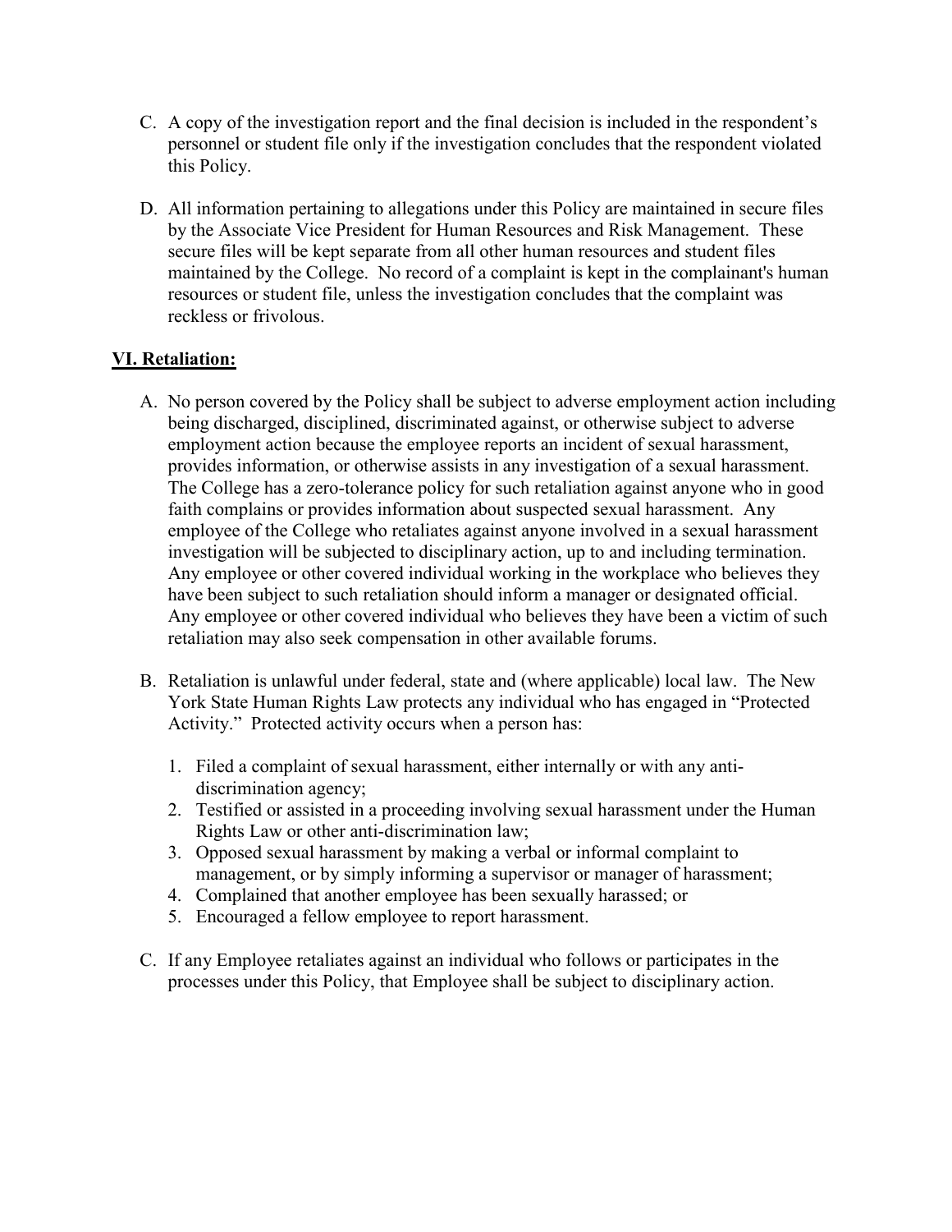C. A copy of the investigation report and the final decision is included in the respondent's personnel or student file only if the investigation concludes that the respondent violated this Policy.

D. All information pertaining to allegations under this Policy are maintained in secure files by the Associate Vice President for Human Resources and Risk Management. These secure files will be kept separate from all other human resources and student files maintained by the College. No record of a complaint is kept in the complainant's human resources or student file, unless the investigation concludes that the complaint was reckless or frivolous.

## **VI. Retaliation:**

A. No person covered by the Policy shall be subject to adverse employment action including being discharged, disciplined, discriminated against, or otherwise subject to adverse employment action because the employee reports an incident of sexual harassment, provides information, or otherwise assists in any investigation of a sexual harassment. The College has a zero-tolerance policy for such retaliation against anyone who in good faith complains or provides information about suspected sexual harassment. Any employee of the College who retaliates against anyone involved in a sexual harassment investigation will be subjected to disciplinary action, up to and including termination. Any employee or other covered individual working in the workplace who believes they have been subject to such retaliation should inform a manager or designated official. Any employee or other covered individual who believes they have been a victim of such retaliation may also seek compensation in other available forums.

B. Retaliation is unlawful under federal, state and (where applicable) local law. The New York State Human Rights Law protects any individual who has engaged in "Protected Activity." Protected activity occurs when a person has:

   1. Filed a complaint of sexual harassment, either internally or with any anti-discrimination agency;
   2. Testified or assisted in a proceeding involving sexual harassment under the Human Rights Law or other anti-discrimination law;
   3. Opposed sexual harassment by making a verbal or informal complaint to management, or by simply informing a supervisor or manager of harassment;
   4. Complained that another employee has been sexually harassed; or
   5. Encouraged a fellow employee to report harassment.

C. If any Employee retaliates against an individual who follows or participates in the processes under this Policy, that Employee shall be subject to disciplinary action.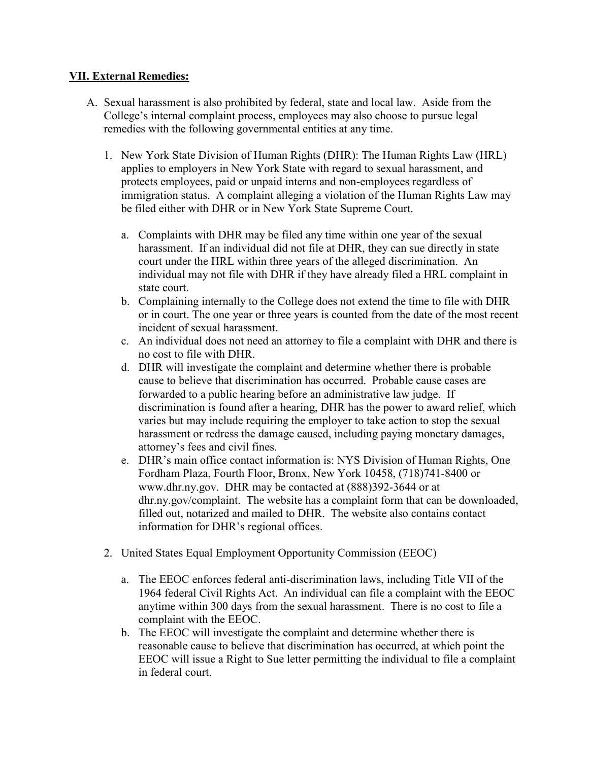**VII. External Remedies:**

A. Sexual harassment is also prohibited by federal, state and local law. Aside from the College's internal complaint process, employees may also choose to pursue legal remedies with the following governmental entities at any time.

   1. New York State Division of Human Rights (DHR): The Human Rights Law (HRL) applies to employers in New York State with regard to sexual harassment, and protects employees, paid or unpaid interns and non-employees regardless of immigration status. A complaint alleging a violation of the Human Rights Law may be filed either with DHR or in New York State Supreme Court.

      a. Complaints with DHR may be filed any time within one year of the sexual harassment. If an individual did not file at DHR, they can sue directly in state court under the HRL within three years of the alleged discrimination. An individual may not file with DHR if they have already filed a HRL complaint in state court.
      b. Complaining internally to the College does not extend the time to file with DHR or in court. The one year or three years is counted from the date of the most recent incident of sexual harassment.
      c. An individual does not need an attorney to file a complaint with DHR and there is no cost to file with DHR.
      d. DHR will investigate the complaint and determine whether there is probable cause to believe that discrimination has occurred. Probable cause cases are forwarded to a public hearing before an administrative law judge. If discrimination is found after a hearing, DHR has the power to award relief, which varies but may include requiring the employer to take action to stop the sexual harassment or redress the damage caused, including paying monetary damages, attorney's fees and civil fines.
      e. DHR's main office contact information is: NYS Division of Human Rights, One Fordham Plaza, Fourth Floor, Bronx, New York 10458, (718)741-8400 or www.dhr.ny.gov. DHR may be contacted at (888)392-3644 or at dhr.ny.gov/complaint. The website has a complaint form that can be downloaded, filled out, notarized and mailed to DHR. The website also contains contact information for DHR's regional offices.

   2. United States Equal Employment Opportunity Commission (EEOC)

      a. The EEOC enforces federal anti-discrimination laws, including Title VII of the 1964 federal Civil Rights Act. An individual can file a complaint with the EEOC anytime within 300 days from the sexual harassment. There is no cost to file a complaint with the EEOC.
      b. The EEOC will investigate the complaint and determine whether there is reasonable cause to believe that discrimination has occurred, at which point the EEOC will issue a Right to Sue letter permitting the individual to file a complaint in federal court.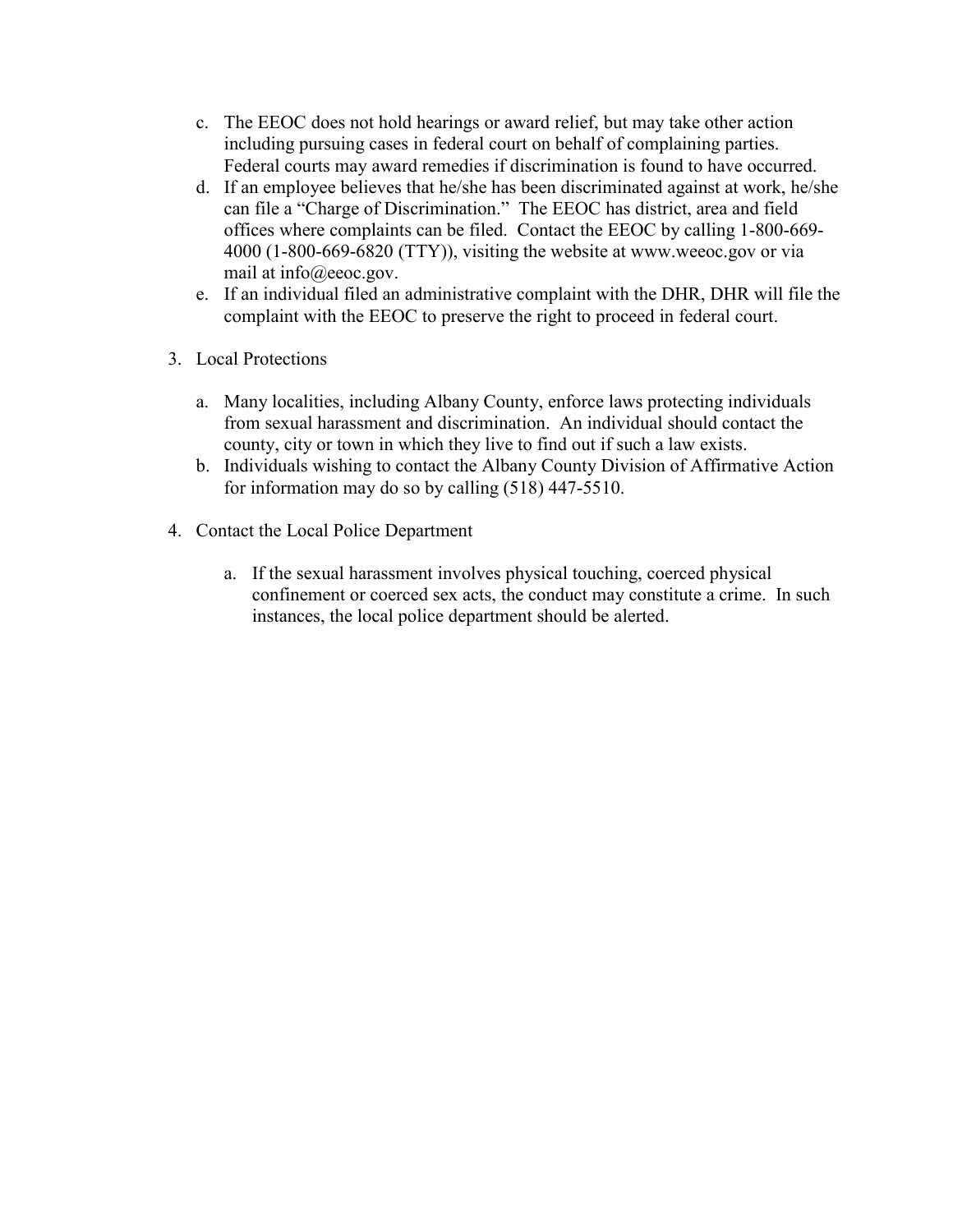c. The EEOC does not hold hearings or award relief, but may take other action including pursuing cases in federal court on behalf of complaining parties. Federal courts may award remedies if discrimination is found to have occurred.

d. If an employee believes that he/she has been discriminated against at work, he/she can file a "Charge of Discrimination." The EEOC has district, area and field offices where complaints can be filed. Contact the EEOC by calling 1-800-669-4000 (1-800-669-6820 (TTY)), visiting the website at www.weeoc.gov or via mail at info@eeoc.gov.

e. If an individual filed an administrative complaint with the DHR, DHR will file the complaint with the EEOC to preserve the right to proceed in federal court.

3. Local Protections

   a. Many localities, including Albany County, enforce laws protecting individuals from sexual harassment and discrimination. An individual should contact the county, city or town in which they live to find out if such a law exists.

   b. Individuals wishing to contact the Albany County Division of Affirmative Action for information may do so by calling (518) 447-5510.

4. Contact the Local Police Department

   a. If the sexual harassment involves physical touching, coerced physical confinement or coerced sex acts, the conduct may constitute a crime. In such instances, the local police department should be alerted.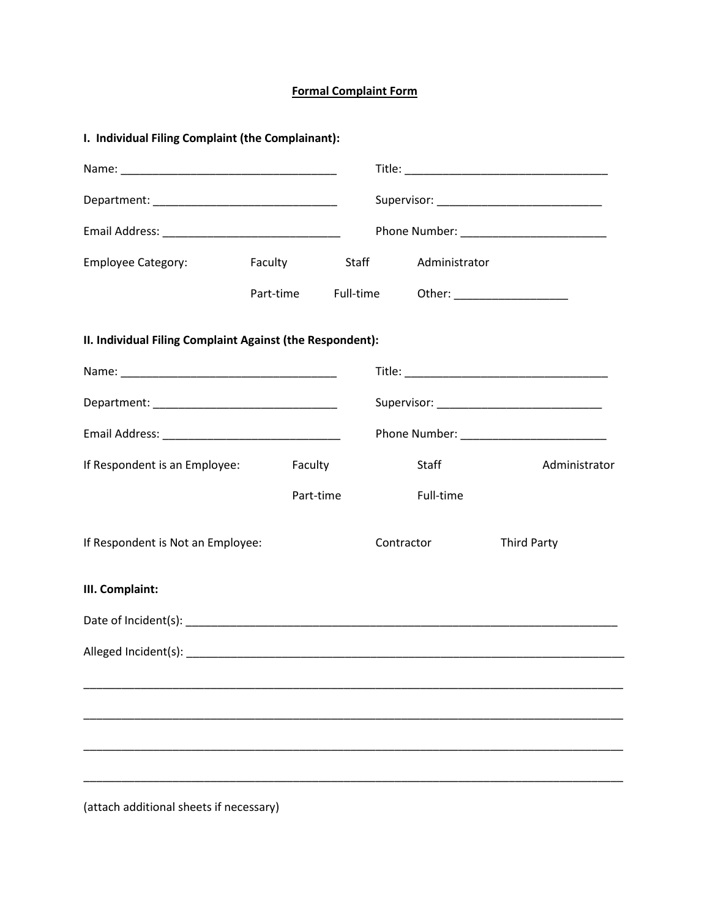## Formal Complaint Form

### I. Individual Filing Complaint (the Complainant):

Name: ___________________________________ Title: _________________________________

Department: ______________________________ Supervisor: ___________________________

Email Address: ____________________________ Phone Number: ________________________

Employee Category: Faculty Staff Administrator

Part-time Full-time Other: __________________

### II. Individual Filing Complaint Against (the Respondent):

Name: ___________________________________ Title: _________________________________

Department: ______________________________ Supervisor: ___________________________

Email Address: ____________________________ Phone Number: ________________________

If Respondent is an Employee: Faculty Staff Administrator

Part-time Full-time

If Respondent is Not an Employee: Contractor Third Party

### III. Complaint:

Date of Incident(s): _________________________________________________________________________

Alleged Incident(s): _________________________________________________________________________

______________________________________________________________________________________

______________________________________________________________________________________

______________________________________________________________________________________

______________________________________________________________________________________

(attach additional sheets if necessary)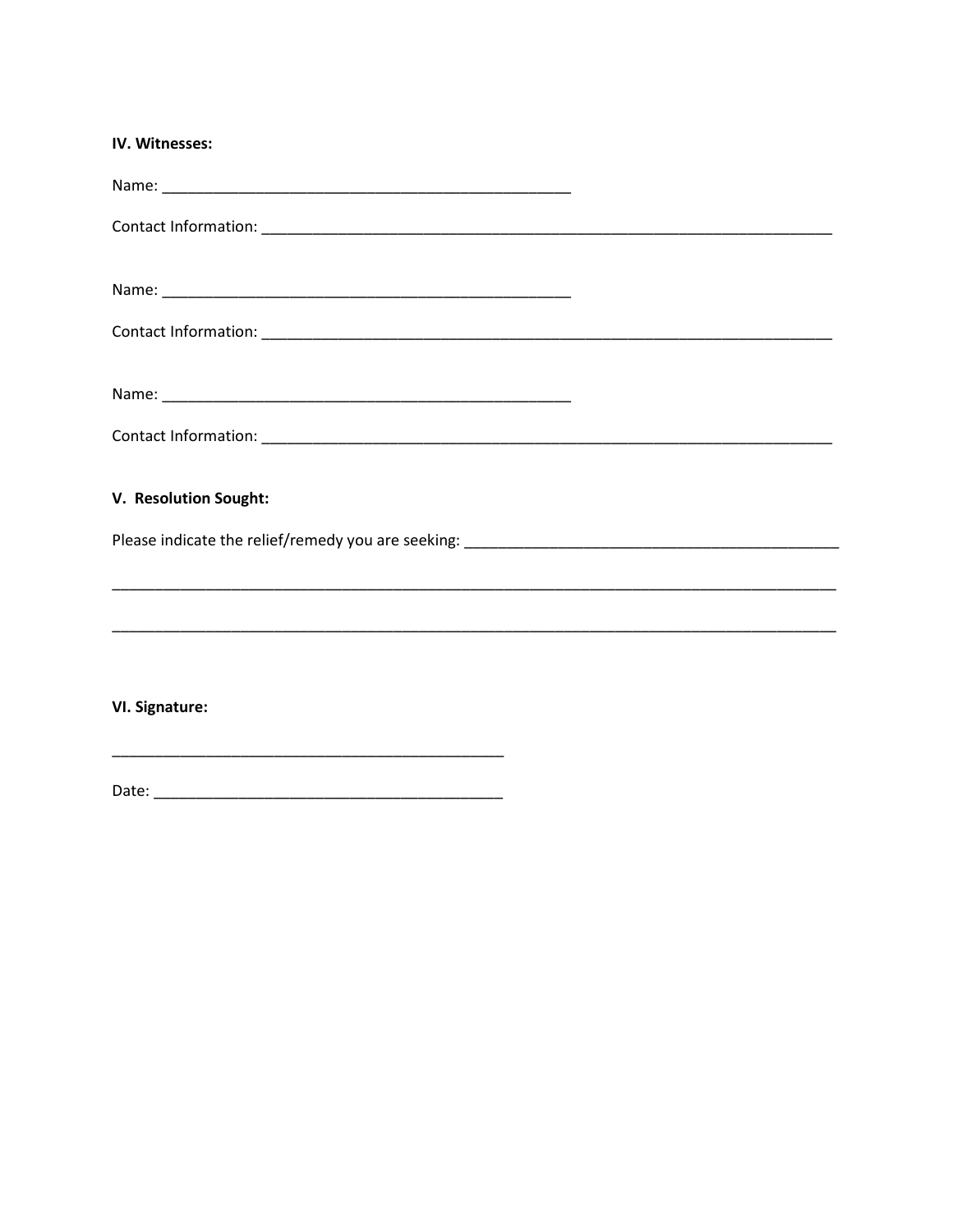**IV. Witnesses:**

Name: ___________________________________________________

Contact Information: _______________________________________________________________________

Name: ___________________________________________________

Contact Information: _______________________________________________________________________

Name: ___________________________________________________

Contact Information: _______________________________________________________________________

**V. Resolution Sought:**

Please indicate the relief/remedy you are seeking: ______________________________________________

_________________________________________________________________________________________

_________________________________________________________________________________________

**VI. Signature:**

________________________________________________

Date: ___________________________________________